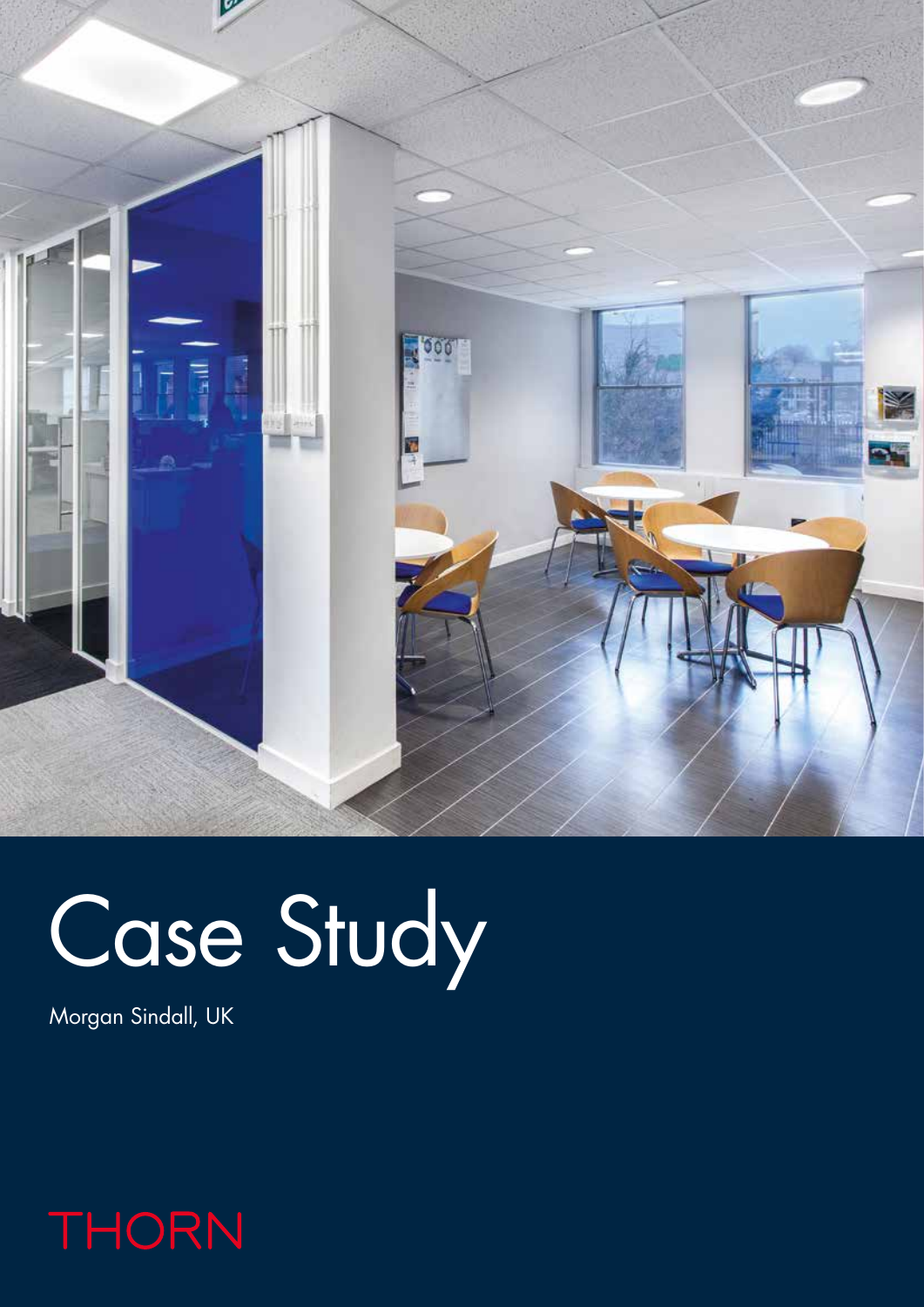# Case Study

Morgan Sindall, UK

THORN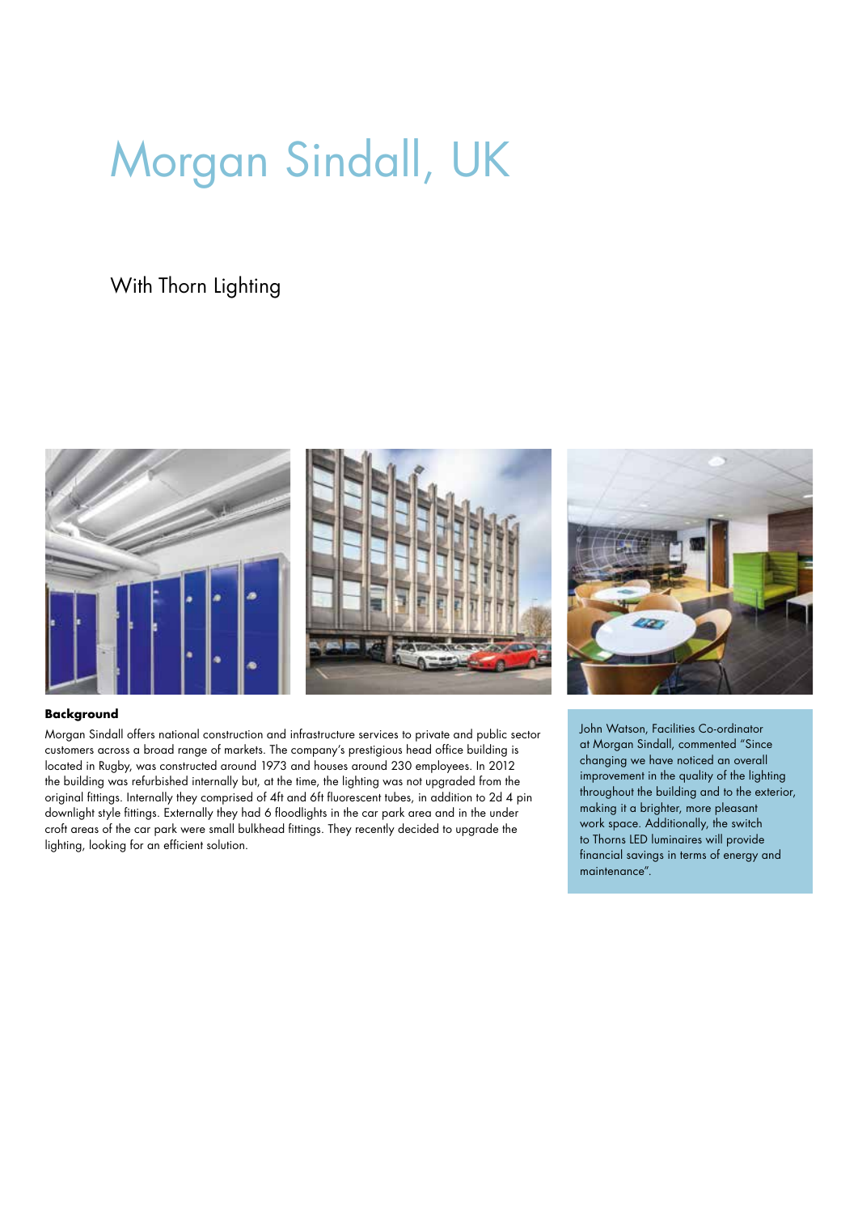# Morgan Sindall, UK

## With Thorn Lighting

**Background**

Morgan Sindall offers national construction and infrastructure services to private and public sector customers across a broad range of markets. The company's prestigious head office building is located in Rugby, was constructed around 1973 and houses around 230 employees. In 2012 the building was refurbished internally but, at the time, the lighting was not upgraded from the original fittings. Internally they comprised of 4ft and 6ft fluorescent tubes, in addition to 2d 4 pin downlight style fittings. Externally they had 6 floodlights in the car park area and in the under croft areas of the car park were small bulkhead fittings. They recently decided to upgrade the lighting, looking for an efficient solution.

John Watson, Facilities Co-ordinator at Morgan Sindall, commented "Since changing we have noticed an overall improvement in the quality of the lighting throughout the building and to the exterior, making it a brighter, more pleasant work space. Additionally, the switch to Thorns LED luminaires will provide financial savings in terms of energy and maintenance".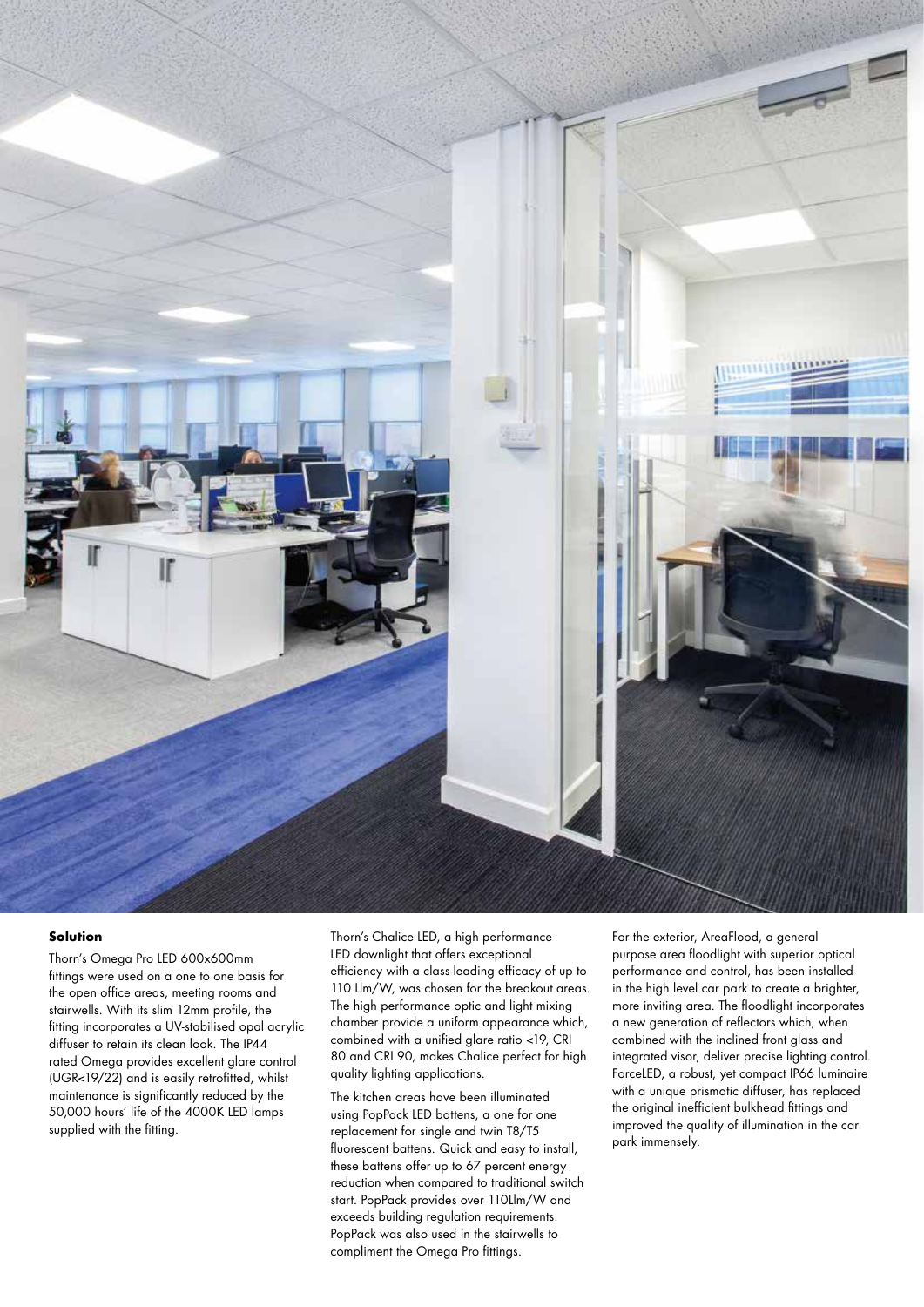**Solution**

Thorn's Omega Pro LED 600x600mm fittings were used on a one to one basis for the open office areas, meeting rooms and stairwells. With its slim 12mm profile, the fitting incorporates a UV-stabilised opal acrylic diffuser to retain its clean look. The IP44 rated Omega provides excellent glare control (UGR<19/22) and is easily retrofitted, whilst maintenance is significantly reduced by the 50,000 hours' life of the 4000K LED lamps supplied with the fitting.

Thorn's Chalice LED, a high performance LED downlight that offers exceptional efficiency with a class-leading efficacy of up to 110 Llm/W, was chosen for the breakout areas. The high performance optic and light mixing chamber provide a uniform appearance which, combined with a unified glare ratio <19, CRI 80 and CRI 90, makes Chalice perfect for high quality lighting applications.

The kitchen areas have been illuminated using PopPack LED battens, a one for one replacement for single and twin T8/T5 fluorescent battens. Quick and easy to install, these battens offer up to 67 percent energy reduction when compared to traditional switch start. PopPack provides over 110Llm/W and exceeds building regulation requirements. PopPack was also used in the stairwells to compliment the Omega Pro fittings.

For the exterior, AreaFlood, a general purpose area floodlight with superior optical performance and control, has been installed in the high level car park to create a brighter, more inviting area. The floodlight incorporates a new generation of reflectors which, when combined with the inclined front glass and integrated visor, deliver precise lighting control. ForceLED, a robust, yet compact IP66 luminaire with a unique prismatic diffuser, has replaced the original inefficient bulkhead fittings and improved the quality of illumination in the car park immensely.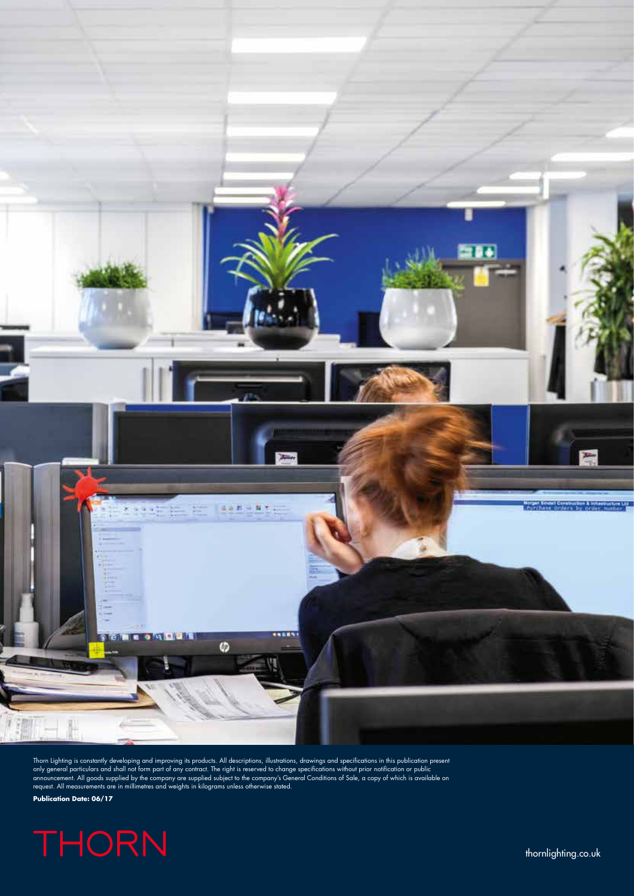Thorn Lighting is constantly developing and improving its products. All descriptions, illustrations, drawings and specifications in this publication present only general particulars and shall not form part of any contract. The right is reserved to change specifications without prior notification or public announcement. All goods supplied by the company are supplied subject to the company's General Conditions of Sale, a copy of which is available on request. All measurements are in millimetres and weights in kilograms unless otherwise stated.

**Publication Date: 06/17**

THORN

thornlighting.co.uk